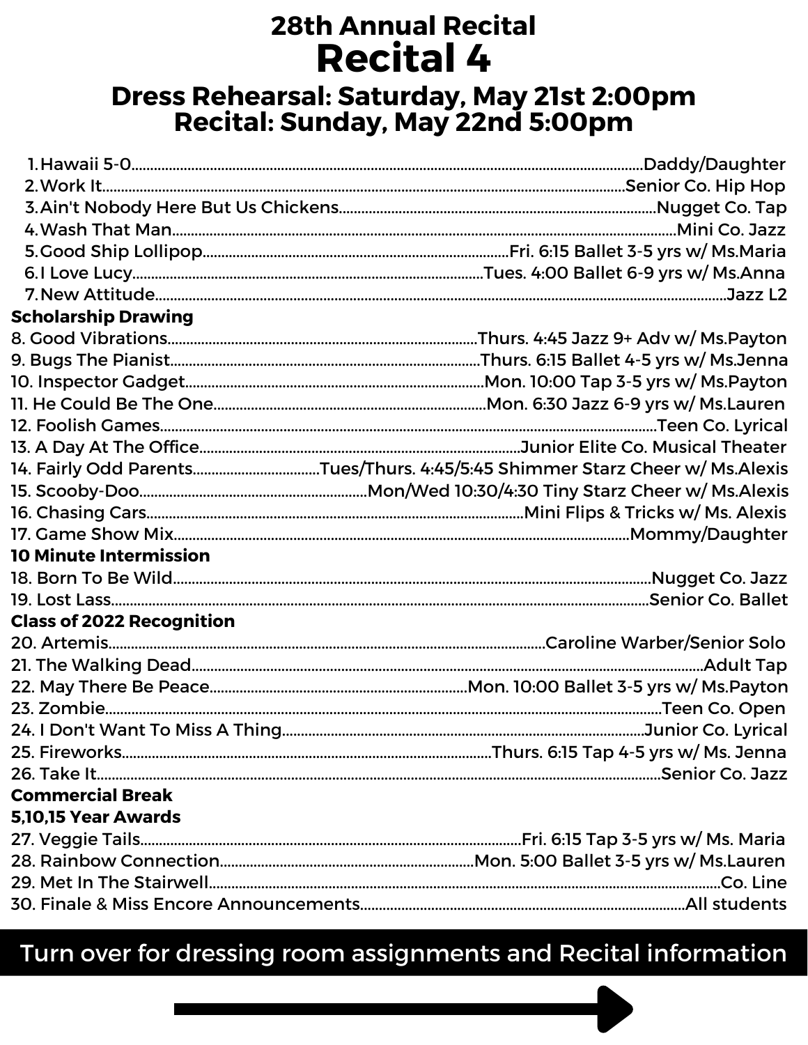# 28th Annual Recital

# Recital 4

## Dress Rehearsal: Saturday, May 21st 2:00pm
## Recital: Sunday, May 22nd 5:00pm

1. Hawaii 5-0.......Daddy/Daughter
2. Work It.......Senior Co. Hip Hop
3. Ain't Nobody Here But Us Chickens.......Nugget Co. Tap
4. Wash That Man.......Mini Co. Jazz
5. Good Ship Lollipop.......Fri. 6:15 Ballet 3-5 yrs w/ Ms.Maria
6. I Love Lucy.......Tues. 4:00 Ballet 6-9 yrs w/ Ms.Anna
7. New Attitude.......Jazz L2

**Scholarship Drawing**

8. Good Vibrations.......Thurs. 4:45 Jazz 9+ Adv w/ Ms.Payton
9. Bugs The Pianist.......Thurs. 6:15 Ballet 4-5 yrs w/ Ms.Jenna
10. Inspector Gadget.......Mon. 10:00 Tap 3-5 yrs w/ Ms.Payton
11. He Could Be The One.......Mon. 6:30 Jazz 6-9 yrs w/ Ms.Lauren
12. Foolish Games.......Teen Co. Lyrical
13. A Day At The Office.......Junior Elite Co. Musical Theater
14. Fairly Odd Parents.......Tues/Thurs. 4:45/5:45 Shimmer Starz Cheer w/ Ms.Alexis
15. Scooby-Doo.......Mon/Wed 10:30/4:30 Tiny Starz Cheer w/ Ms.Alexis
16. Chasing Cars.......Mini Flips & Tricks w/ Ms. Alexis
17. Game Show Mix.......Mommy/Daughter

**10 Minute Intermission**

18. Born To Be Wild.......Nugget Co. Jazz
19. Lost Lass.......Senior Co. Ballet

**Class of 2022 Recognition**

20. Artemis.......Caroline Warber/Senior Solo
21. The Walking Dead.......Adult Tap
22. May There Be Peace.......Mon. 10:00 Ballet 3-5 yrs w/ Ms.Payton
23. Zombie.......Teen Co. Open
24. I Don't Want To Miss A Thing.......Junior Co. Lyrical
25. Fireworks.......Thurs. 6:15 Tap 4-5 yrs w/ Ms. Jenna
26. Take It.......Senior Co. Jazz

**Commercial Break**

**5,10,15 Year Awards**

27. Veggie Tails.......Fri. 6:15 Tap 3-5 yrs w/ Ms. Maria
28. Rainbow Connection.......Mon. 5:00 Ballet 3-5 yrs w/ Ms.Lauren
29. Met In The Stairwell.......Co. Line
30. Finale & Miss Encore Announcements.......All students

**Turn over for dressing room assignments and Recital information**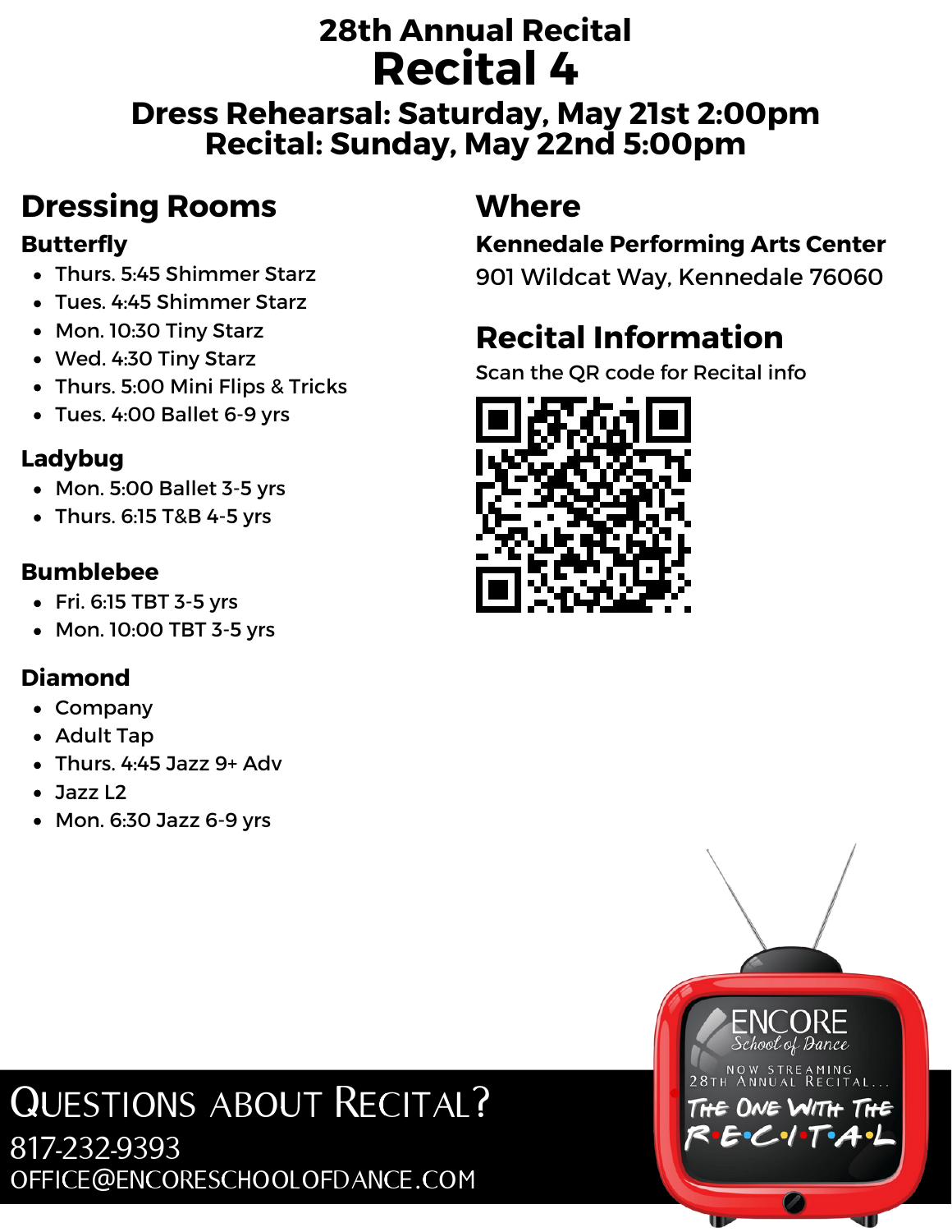# 28th Annual Recital
# Recital 4

## Dress Rehearsal: Saturday, May 21st 2:00pm
## Recital: Sunday, May 22nd 5:00pm

## Dressing Rooms

### Butterfly

- Thurs. 5:45 Shimmer Starz
- Tues. 4:45 Shimmer Starz
- Mon. 10:30 Tiny Starz
- Wed. 4:30 Tiny Starz
- Thurs. 5:00 Mini Flips & Tricks
- Tues. 4:00 Ballet 6-9 yrs

### Ladybug

- Mon. 5:00 Ballet 3-5 yrs
- Thurs. 6:15 T&B 4-5 yrs

### Bumblebee

- Fri. 6:15 TBT 3-5 yrs
- Mon. 10:00 TBT 3-5 yrs

### Diamond

- Company
- Adult Tap
- Thurs. 4:45 Jazz 9+ Adv
- Jazz L2
- Mon. 6:30 Jazz 6-9 yrs

## Where

**Kennedale Performing Arts Center**

901 Wildcat Way, Kennedale 76060

## Recital Information

Scan the QR code for Recital info

## Questions about Recital?

817-232-9393

OFFICE@ENCORESCHOOLOFDANCE.COM

ENCORE School of Dance

NOW STREAMING 28TH ANNUAL RECITAL...

THE ONE WITH THE R·E·C·I·T·A·L